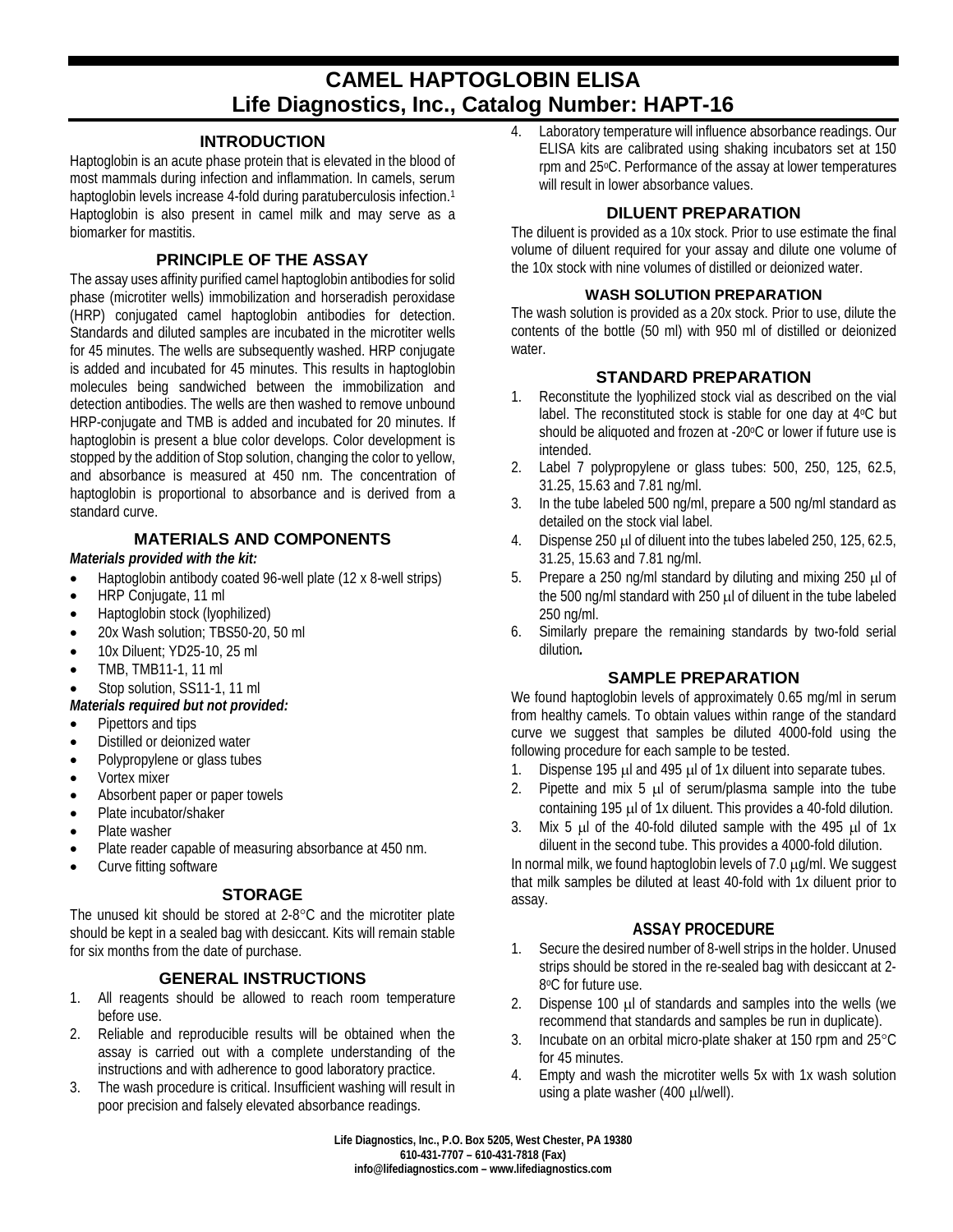# CAMEL HAPTOGLOBIN ELISA
# Life Diagnostics, Inc., Catalog Number: HAPT-16

## INTRODUCTION

Haptoglobin is an acute phase protein that is elevated in the blood of most mammals during infection and inflammation. In camels, serum haptoglobin levels increase 4-fold during paratuberculosis infection.[1] Haptoglobin is also present in camel milk and may serve as a biomarker for mastitis.

## PRINCIPLE OF THE ASSAY

The assay uses affinity purified camel haptoglobin antibodies for solid phase (microtiter wells) immobilization and horseradish peroxidase (HRP) conjugated camel haptoglobin antibodies for detection. Standards and diluted samples are incubated in the microtiter wells for 45 minutes. The wells are subsequently washed. HRP conjugate is added and incubated for 45 minutes. This results in haptoglobin molecules being sandwiched between the immobilization and detection antibodies. The wells are then washed to remove unbound HRP-conjugate and TMB is added and incubated for 20 minutes. If haptoglobin is present a blue color develops. Color development is stopped by the addition of Stop solution, changing the color to yellow, and absorbance is measured at 450 nm. The concentration of haptoglobin is proportional to absorbance and is derived from a standard curve.

## MATERIALS AND COMPONENTS

***Materials provided with the kit:***

- Haptoglobin antibody coated 96-well plate (12 x 8-well strips)
- HRP Conjugate, 11 ml
- Haptoglobin stock (lyophilized)
- 20x Wash solution; TBS50-20, 50 ml
- 10x Diluent; YD25-10, 25 ml
- TMB, TMB11-1, 11 ml
- Stop solution, SS11-1, 11 ml

***Materials required but not provided:***

- Pipettors and tips
- Distilled or deionized water
- Polypropylene or glass tubes
- Vortex mixer
- Absorbent paper or paper towels
- Plate incubator/shaker
- Plate washer
- Plate reader capable of measuring absorbance at 450 nm.
- Curve fitting software

## STORAGE

The unused kit should be stored at 2-8°C and the microtiter plate should be kept in a sealed bag with desiccant. Kits will remain stable for six months from the date of purchase.

## GENERAL INSTRUCTIONS

1. All reagents should be allowed to reach room temperature before use.
2. Reliable and reproducible results will be obtained when the assay is carried out with a complete understanding of the instructions and with adherence to good laboratory practice.
3. The wash procedure is critical. Insufficient washing will result in poor precision and falsely elevated absorbance readings.
4. Laboratory temperature will influence absorbance readings. Our ELISA kits are calibrated using shaking incubators set at 150 rpm and 25°C. Performance of the assay at lower temperatures will result in lower absorbance values.

## DILUENT PREPARATION

The diluent is provided as a 10x stock. Prior to use estimate the final volume of diluent required for your assay and dilute one volume of the 10x stock with nine volumes of distilled or deionized water.

### WASH SOLUTION PREPARATION

The wash solution is provided as a 20x stock. Prior to use, dilute the contents of the bottle (50 ml) with 950 ml of distilled or deionized water.

## STANDARD PREPARATION

1. Reconstitute the lyophilized stock vial as described on the vial label. The reconstituted stock is stable for one day at 4°C but should be aliquoted and frozen at -20°C or lower if future use is intended.
2. Label 7 polypropylene or glass tubes: 500, 250, 125, 62.5, 31.25, 15.63 and 7.81 ng/ml.
3. In the tube labeled 500 ng/ml, prepare a 500 ng/ml standard as detailed on the stock vial label.
4. Dispense 250 µl of diluent into the tubes labeled 250, 125, 62.5, 31.25, 15.63 and 7.81 ng/ml.
5. Prepare a 250 ng/ml standard by diluting and mixing 250 µl of the 500 ng/ml standard with 250 µl of diluent in the tube labeled 250 ng/ml.
6. Similarly prepare the remaining standards by two-fold serial dilution.

## SAMPLE PREPARATION

We found haptoglobin levels of approximately 0.65 mg/ml in serum from healthy camels. To obtain values within range of the standard curve we suggest that samples be diluted 4000-fold using the following procedure for each sample to be tested.

1. Dispense 195 µl and 495 µl of 1x diluent into separate tubes.
2. Pipette and mix 5 µl of serum/plasma sample into the tube containing 195 µl of 1x diluent. This provides a 40-fold dilution.
3. Mix 5 µl of the 40-fold diluted sample with the 495 µl of 1x diluent in the second tube. This provides a 4000-fold dilution.

In normal milk, we found haptoglobin levels of 7.0 µg/ml. We suggest that milk samples be diluted at least 40-fold with 1x diluent prior to assay.

## ASSAY PROCEDURE

1. Secure the desired number of 8-well strips in the holder. Unused strips should be stored in the re-sealed bag with desiccant at 2-8°C for future use.
2. Dispense 100 µl of standards and samples into the wells (we recommend that standards and samples be run in duplicate).
3. Incubate on an orbital micro-plate shaker at 150 rpm and 25°C for 45 minutes.
4. Empty and wash the microtiter wells 5x with 1x wash solution using a plate washer (400 µl/well).

Life Diagnostics, Inc., P.O. Box 5205, West Chester, PA 19380
610-431-7707 – 610-431-7818 (Fax)
info@lifediagnostics.com – www.lifediagnostics.com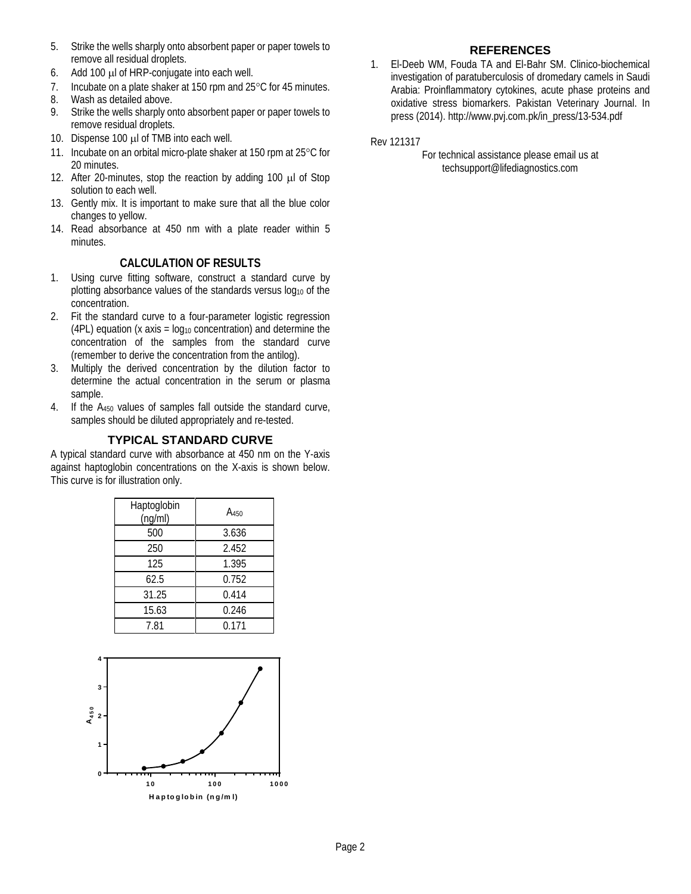5. Strike the wells sharply onto absorbent paper or paper towels to remove all residual droplets.
6. Add 100 μl of HRP-conjugate into each well.
7. Incubate on a plate shaker at 150 rpm and 25°C for 45 minutes.
8. Wash as detailed above.
9. Strike the wells sharply onto absorbent paper or paper towels to remove residual droplets.
10. Dispense 100 μl of TMB into each well.
11. Incubate on an orbital micro-plate shaker at 150 rpm at 25°C for 20 minutes.
12. After 20-minutes, stop the reaction by adding 100 μl of Stop solution to each well.
13. Gently mix. It is important to make sure that all the blue color changes to yellow.
14. Read absorbance at 450 nm with a plate reader within 5 minutes.

## CALCULATION OF RESULTS

1. Using curve fitting software, construct a standard curve by plotting absorbance values of the standards versus $\log_{10}$ of the concentration.
2. Fit the standard curve to a four-parameter logistic regression (4PL) equation (x axis = $\log_{10}$ concentration) and determine the concentration of the samples from the standard curve (remember to derive the concentration from the antilog).
3. Multiply the derived concentration by the dilution factor to determine the actual concentration in the serum or plasma sample.
4. If the $A_{450}$ values of samples fall outside the standard curve, samples should be diluted appropriately and re-tested.

## TYPICAL STANDARD CURVE

A typical standard curve with absorbance at 450 nm on the Y-axis against haptoglobin concentrations on the X-axis is shown below. This curve is for illustration only.

| Haptoglobin (ng/ml) | $A_{450}$ |
|---|---|
| 500 | 3.636 |
| 250 | 2.452 |
| 125 | 1.395 |
| 62.5 | 0.752 |
| 31.25 | 0.414 |
| 15.63 | 0.246 |
| 7.81 | 0.171 |

4
3
2
1
0
$A_{450}$
10
100
1000
Haptoglobin (ng/ml)

## REFERENCES

1. El-Deeb WM, Fouda TA and El-Bahr SM. Clinico-biochemical investigation of paratuberculosis of dromedary camels in Saudi Arabia: Proinflammatory cytokines, acute phase proteins and oxidative stress biomarkers. Pakistan Veterinary Journal. In press (2014). http://www.pvj.com.pk/in_press/13-534.pdf

Rev 121317

For technical assistance please email us at techsupport@lifediagnostics.com